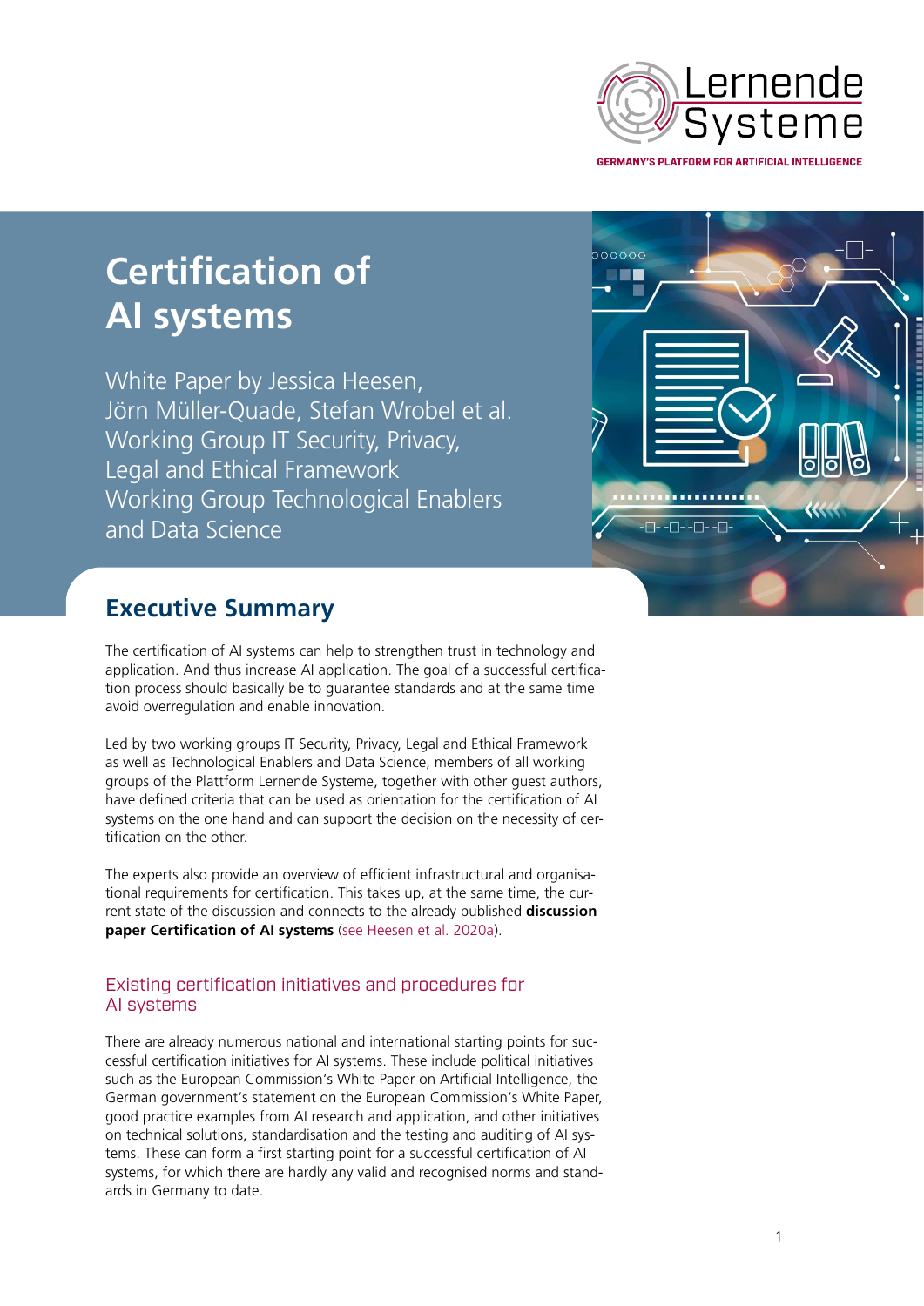Lernende Systeme

GERMANY'S PLATFORM FOR ARTIFICIAL INTELLIGENCE

# Certification of AI systems

White Paper by Jessica Heesen, Jörn Müller-Quade, Stefan Wrobel et al.
Working Group IT Security, Privacy, Legal and Ethical Framework
Working Group Technological Enablers and Data Science

## Executive Summary

The certification of AI systems can help to strengthen trust in technology and application. And thus increase AI application. The goal of a successful certification process should basically be to guarantee standards and at the same time avoid overregulation and enable innovation.

Led by two working groups IT Security, Privacy, Legal and Ethical Framework as well as Technological Enablers and Data Science, members of all working groups of the Plattform Lernende Systeme, together with other guest authors, have defined criteria that can be used as orientation for the certification of AI systems on the one hand and can support the decision on the necessity of certification on the other.

The experts also provide an overview of efficient infrastructural and organisational requirements for certification. This takes up, at the same time, the current state of the discussion and connects to the already published **discussion paper Certification of AI systems** (see Heesen et al. 2020a).

### Existing certification initiatives and procedures for AI systems

There are already numerous national and international starting points for successful certification initiatives for AI systems. These include political initiatives such as the European Commission's White Paper on Artificial Intelligence, the German government's statement on the European Commission's White Paper, good practice examples from AI research and application, and other initiatives on technical solutions, standardisation and the testing and auditing of AI systems. These can form a first starting point for a successful certification of AI systems, for which there are hardly any valid and recognised norms and standards in Germany to date.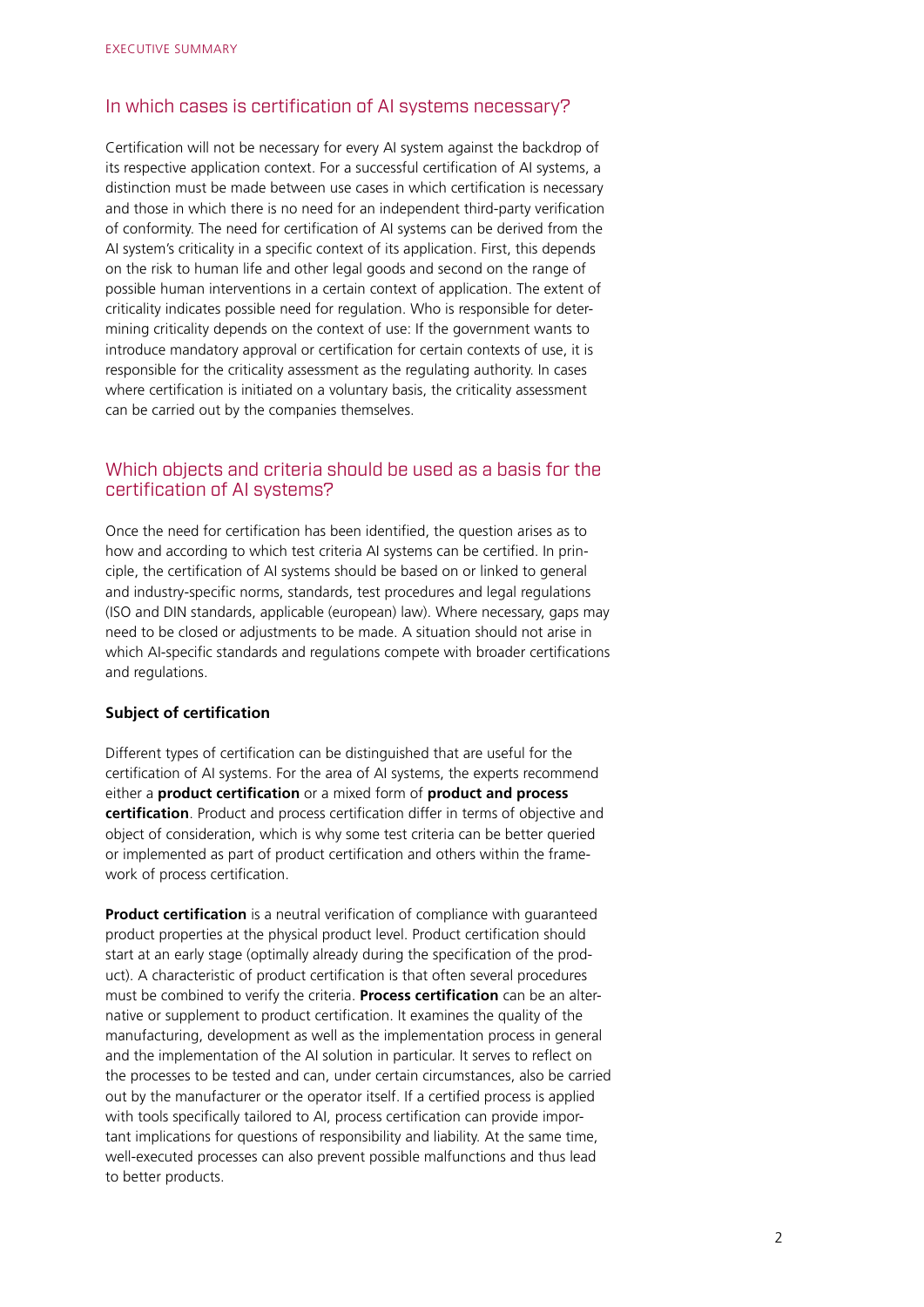## In which cases is certification of AI systems necessary?

Certification will not be necessary for every AI system against the backdrop of its respective application context. For a successful certification of AI systems, a distinction must be made between use cases in which certification is necessary and those in which there is no need for an independent third-party verification of conformity. The need for certification of AI systems can be derived from the AI system's criticality in a specific context of its application. First, this depends on the risk to human life and other legal goods and second on the range of possible human interventions in a certain context of application. The extent of criticality indicates possible need for regulation. Who is responsible for determining criticality depends on the context of use: If the government wants to introduce mandatory approval or certification for certain contexts of use, it is responsible for the criticality assessment as the regulating authority. In cases where certification is initiated on a voluntary basis, the criticality assessment can be carried out by the companies themselves.

## Which objects and criteria should be used as a basis for the certification of AI systems?

Once the need for certification has been identified, the question arises as to how and according to which test criteria AI systems can be certified. In principle, the certification of AI systems should be based on or linked to general and industry-specific norms, standards, test procedures and legal regulations (ISO and DIN standards, applicable (european) law). Where necessary, gaps may need to be closed or adjustments to be made. A situation should not arise in which AI-specific standards and regulations compete with broader certifications and regulations.

### Subject of certification

Different types of certification can be distinguished that are useful for the certification of AI systems. For the area of AI systems, the experts recommend either a **product certification** or a mixed form of **product and process certification**. Product and process certification differ in terms of objective and object of consideration, which is why some test criteria can be better queried or implemented as part of product certification and others within the framework of process certification.

**Product certification** is a neutral verification of compliance with guaranteed product properties at the physical product level. Product certification should start at an early stage (optimally already during the specification of the product). A characteristic of product certification is that often several procedures must be combined to verify the criteria. **Process certification** can be an alternative or supplement to product certification. It examines the quality of the manufacturing, development as well as the implementation process in general and the implementation of the AI solution in particular. It serves to reflect on the processes to be tested and can, under certain circumstances, also be carried out by the manufacturer or the operator itself. If a certified process is applied with tools specifically tailored to AI, process certification can provide important implications for questions of responsibility and liability. At the same time, well-executed processes can also prevent possible malfunctions and thus lead to better products.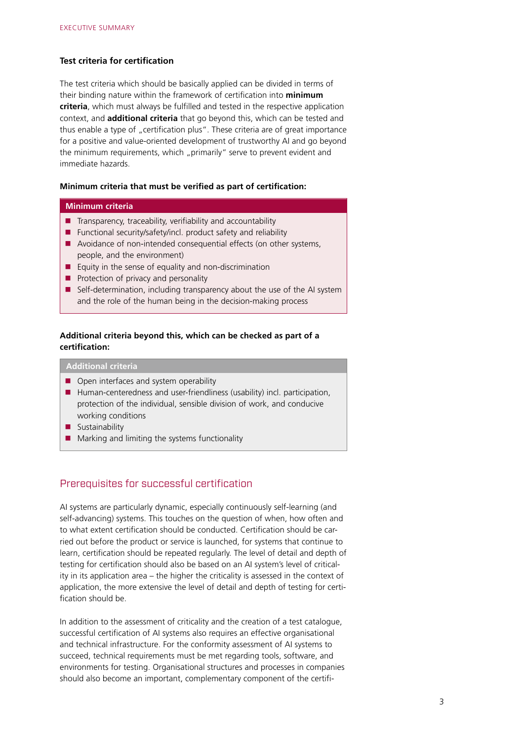### Test criteria for certification

The test criteria which should be basically applied can be divided in terms of their binding nature within the framework of certification into **minimum criteria**, which must always be fulfilled and tested in the respective application context, and **additional criteria** that go beyond this, which can be tested and thus enable a type of „certification plus". These criteria are of great importance for a positive and value-oriented development of trustworthy AI and go beyond the minimum requirements, which „primarily" serve to prevent evident and immediate hazards.

**Minimum criteria that must be verified as part of certification:**

| Minimum criteria |
| --- |
| ■ Transparency, traceability, verifiability and accountability<br>■ Functional security/safety/incl. product safety and reliability<br>■ Avoidance of non-intended consequential effects (on other systems, people, and the environment)<br>■ Equity in the sense of equality and non-discrimination<br>■ Protection of privacy and personality<br>■ Self-determination, including transparency about the use of the AI system and the role of the human being in the decision-making process |

**Additional criteria beyond this, which can be checked as part of a certification:**

| Additional criteria |
| --- |
| ■ Open interfaces and system operability<br>■ Human-centeredness and user-friendliness (usability) incl. participation, protection of the individual, sensible division of work, and conducive working conditions<br>■ Sustainability<br>■ Marking and limiting the systems functionality |

## Prerequisites for successful certification

AI systems are particularly dynamic, especially continuously self-learning (and self-advancing) systems. This touches on the question of when, how often and to what extent certification should be conducted. Certification should be carried out before the product or service is launched, for systems that continue to learn, certification should be repeated regularly. The level of detail and depth of testing for certification should also be based on an AI system's level of criticality in its application area – the higher the criticality is assessed in the context of application, the more extensive the level of detail and depth of testing for certification should be.

In addition to the assessment of criticality and the creation of a test catalogue, successful certification of AI systems also requires an effective organisational and technical infrastructure. For the conformity assessment of AI systems to succeed, technical requirements must be met regarding tools, software, and environments for testing. Organisational structures and processes in companies should also become an important, complementary component of the certifi-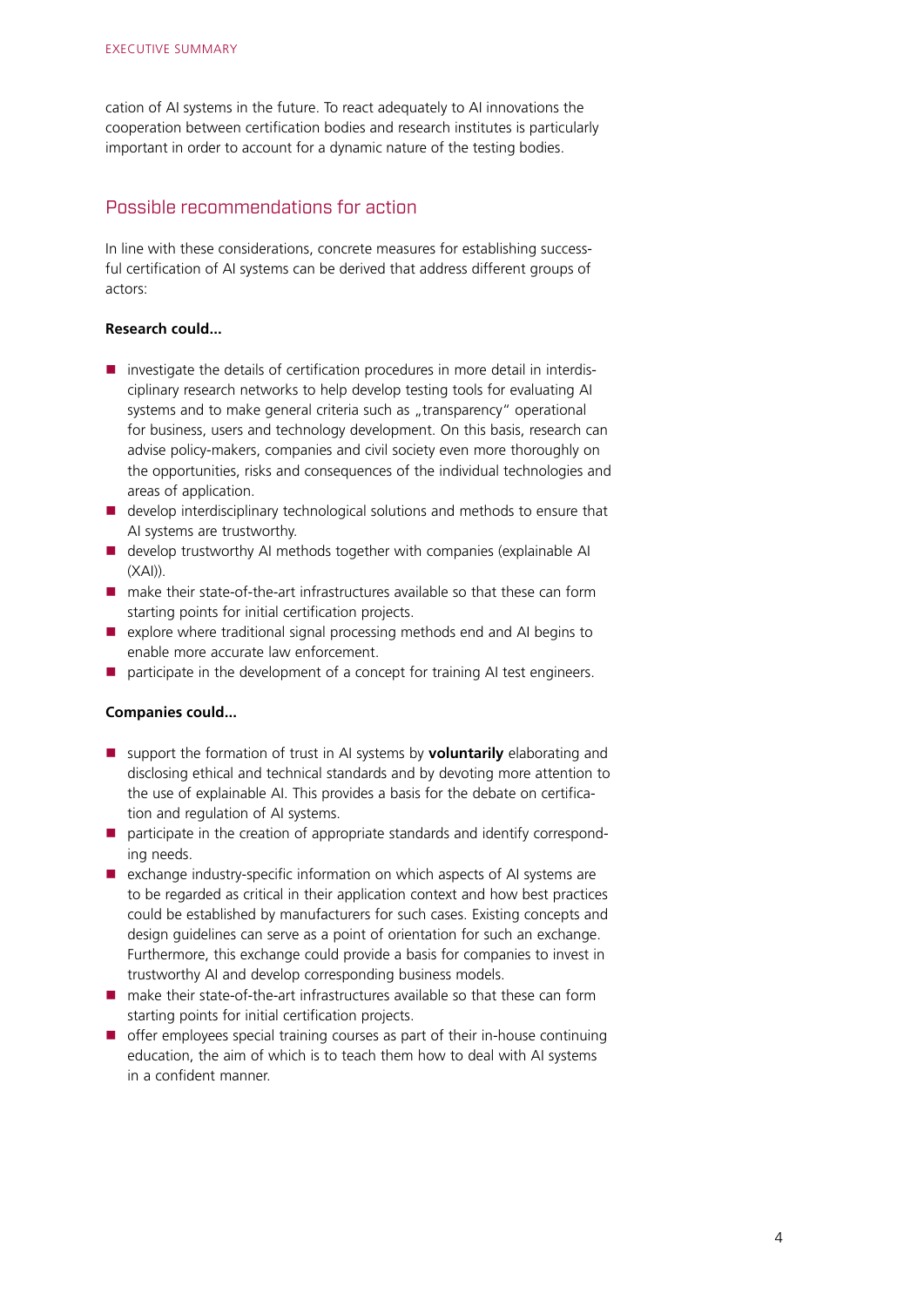cation of AI systems in the future. To react adequately to AI innovations the cooperation between certification bodies and research institutes is particularly important in order to account for a dynamic nature of the testing bodies.

## Possible recommendations for action

In line with these considerations, concrete measures for establishing successful certification of AI systems can be derived that address different groups of actors:

**Research could...**

- investigate the details of certification procedures in more detail in interdisciplinary research networks to help develop testing tools for evaluating AI systems and to make general criteria such as „transparency" operational for business, users and technology development. On this basis, research can advise policy-makers, companies and civil society even more thoroughly on the opportunities, risks and consequences of the individual technologies and areas of application.
- develop interdisciplinary technological solutions and methods to ensure that AI systems are trustworthy.
- develop trustworthy AI methods together with companies (explainable AI (XAI)).
- make their state-of-the-art infrastructures available so that these can form starting points for initial certification projects.
- explore where traditional signal processing methods end and AI begins to enable more accurate law enforcement.
- participate in the development of a concept for training AI test engineers.

**Companies could...**

- support the formation of trust in AI systems by **voluntarily** elaborating and disclosing ethical and technical standards and by devoting more attention to the use of explainable AI. This provides a basis for the debate on certification and regulation of AI systems.
- participate in the creation of appropriate standards and identify corresponding needs.
- exchange industry-specific information on which aspects of AI systems are to be regarded as critical in their application context and how best practices could be established by manufacturers for such cases. Existing concepts and design guidelines can serve as a point of orientation for such an exchange. Furthermore, this exchange could provide a basis for companies to invest in trustworthy AI and develop corresponding business models.
- make their state-of-the-art infrastructures available so that these can form starting points for initial certification projects.
- offer employees special training courses as part of their in-house continuing education, the aim of which is to teach them how to deal with AI systems in a confident manner.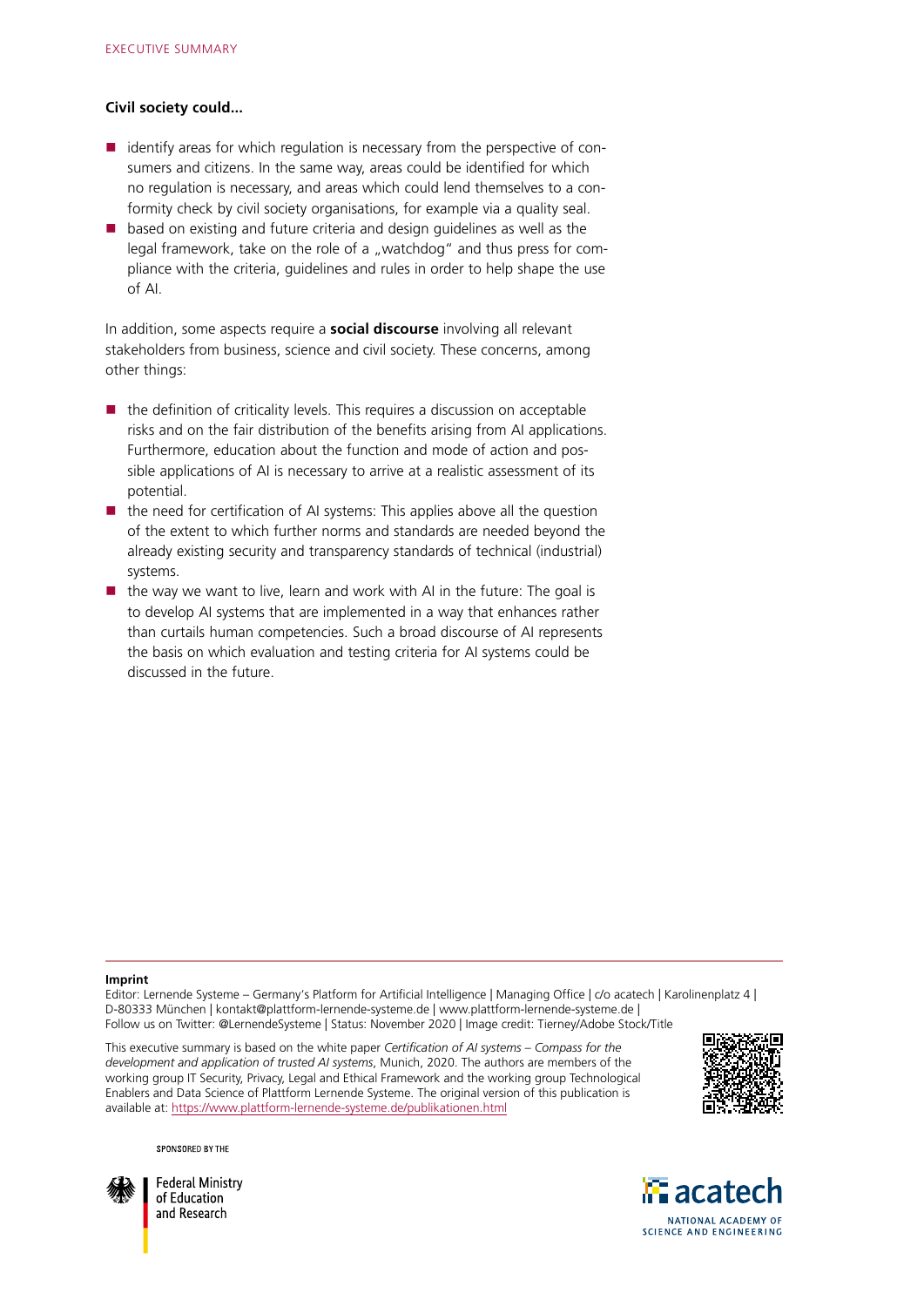**Civil society could...**

- identify areas for which regulation is necessary from the perspective of consumers and citizens. In the same way, areas could be identified for which no regulation is necessary, and areas which could lend themselves to a conformity check by civil society organisations, for example via a quality seal.
- based on existing and future criteria and design guidelines as well as the legal framework, take on the role of a „watchdog" and thus press for compliance with the criteria, guidelines and rules in order to help shape the use of AI.

In addition, some aspects require a **social discourse** involving all relevant stakeholders from business, science and civil society. These concerns, among other things:

- the definition of criticality levels. This requires a discussion on acceptable risks and on the fair distribution of the benefits arising from AI applications. Furthermore, education about the function and mode of action and possible applications of AI is necessary to arrive at a realistic assessment of its potential.
- the need for certification of AI systems: This applies above all the question of the extent to which further norms and standards are needed beyond the already existing security and transparency standards of technical (industrial) systems.
- the way we want to live, learn and work with AI in the future: The goal is to develop AI systems that are implemented in a way that enhances rather than curtails human competencies. Such a broad discourse of AI represents the basis on which evaluation and testing criteria for AI systems could be discussed in the future.

**Imprint**

Editor: Lernende Systeme – Germany's Platform for Artificial Intelligence | Managing Office | c/o acatech | Karolinenplatz 4 | D-80333 München | kontakt@plattform-lernende-systeme.de | www.plattform-lernende-systeme.de |
Follow us on Twitter: @LernendeSysteme | Status: November 2020 | Image credit: Tierney/Adobe Stock/Title

This executive summary is based on the white paper *Certification of AI systems – Compass for the development and application of trusted AI systems*, Munich, 2020. The authors are members of the working group IT Security, Privacy, Legal and Ethical Framework and the working group Technological Enablers and Data Science of Plattform Lernende Systeme. The original version of this publication is available at: https://www.plattform-lernende-systeme.de/publikationen.html

SPONSORED BY THE

Federal Ministry of Education and Research

acatech
NATIONAL ACADEMY OF SCIENCE AND ENGINEERING